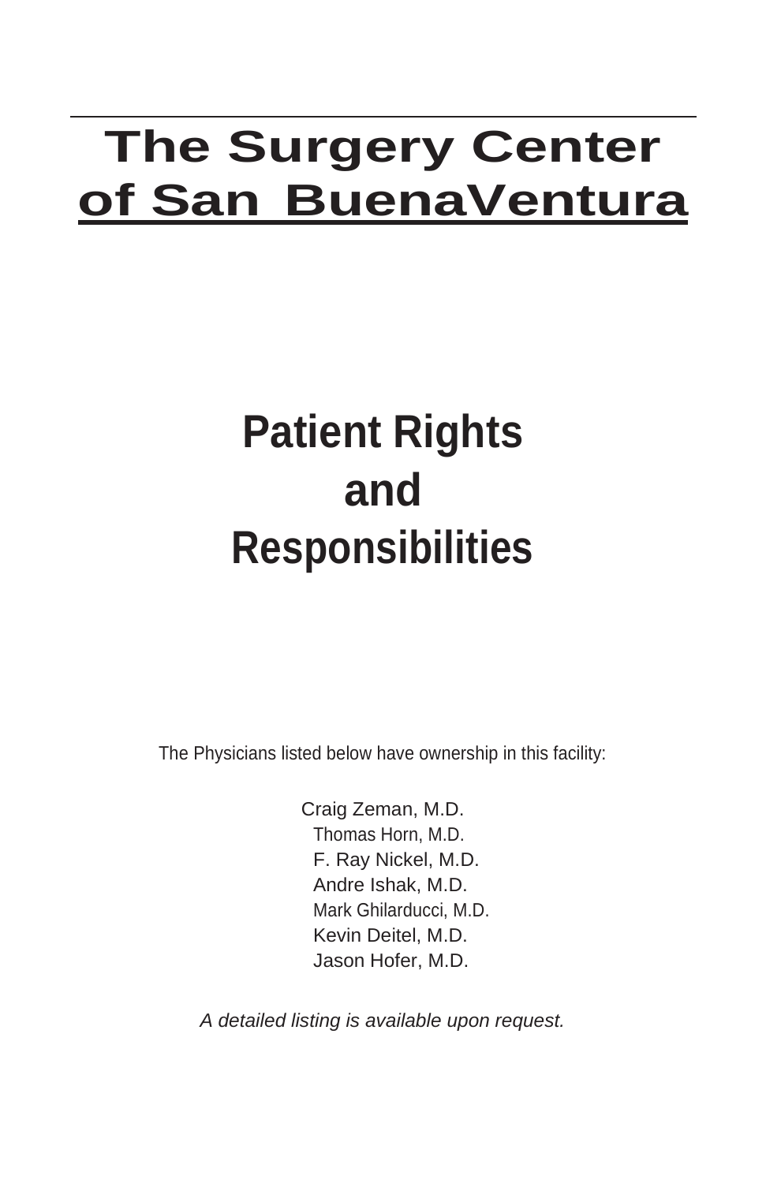# The Surgery Center of San BuenaVentura

## Patient Rights and Responsibilities

The Physicians listed below have ownership in this facility:

Craig Zeman, M.D.
Thomas Horn, M.D.
F. Ray Nickel, M.D.
Andre Ishak, M.D.
Mark Ghilarducci, M.D.
Kevin Deitel, M.D.
Jason Hofer, M.D.

*A detailed listing is available upon request.*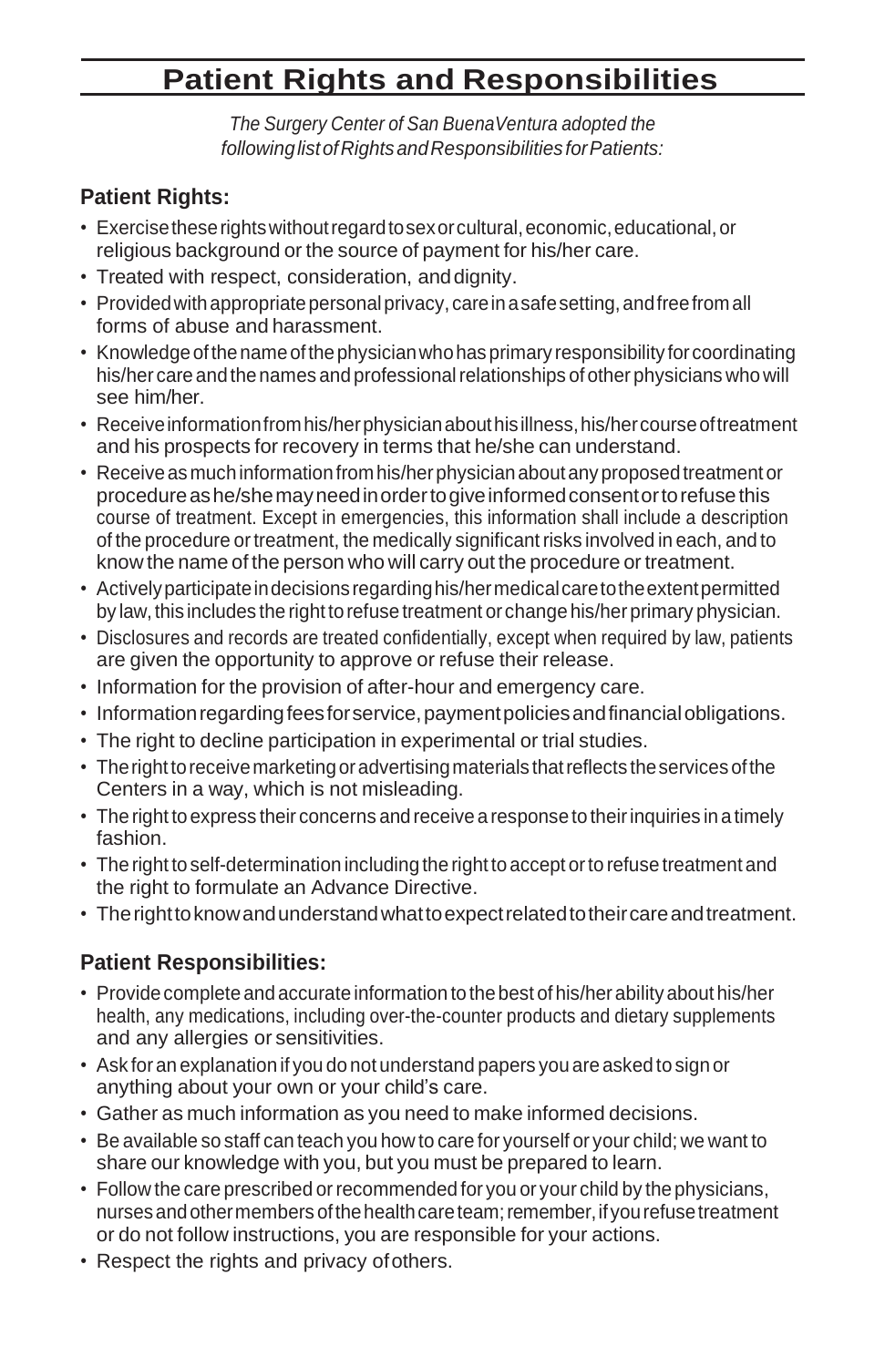# Patient Rights and Responsibilities

*The Surgery Center of San BuenaVentura adopted the following list of Rights and Responsibilities for Patients:*

### Patient Rights:

- Exercise these rights without regard to sex or cultural, economic, educational, or religious background or the source of payment for his/her care.
- Treated with respect, consideration, and dignity.
- Provided with appropriate personal privacy, care in a safe setting, and free from all forms of abuse and harassment.
- Knowledge of the name of the physician who has primary responsibility for coordinating his/her care and the names and professional relationships of other physicians who will see him/her.
- Receive information from his/her physician about his illness, his/her course of treatment and his prospects for recovery in terms that he/she can understand.
- Receive as much information from his/her physician about any proposed treatment or procedure as he/she may need in order to give informed consent or to refuse this course of treatment. Except in emergencies, this information shall include a description of the procedure or treatment, the medically significant risks involved in each, and to know the name of the person who will carry out the procedure or treatment.
- Actively participate in decisions regarding his/her medical care to the extent permitted by law, this includes the right to refuse treatment or change his/her primary physician.
- Disclosures and records are treated confidentially, except when required by law, patients are given the opportunity to approve or refuse their release.
- Information for the provision of after-hour and emergency care.
- Information regarding fees for service, payment policies and financial obligations.
- The right to decline participation in experimental or trial studies.
- The right to receive marketing or advertising materials that reflects the services of the Centers in a way, which is not misleading.
- The right to express their concerns and receive a response to their inquiries in a timely fashion.
- The right to self-determination including the right to accept or to refuse treatment and the right to formulate an Advance Directive.
- The right to know and understand what to expect related to their care and treatment.

### Patient Responsibilities:

- Provide complete and accurate information to the best of his/her ability about his/her health, any medications, including over-the-counter products and dietary supplements and any allergies or sensitivities.
- Ask for an explanation if you do not understand papers you are asked to sign or anything about your own or your child's care.
- Gather as much information as you need to make informed decisions.
- Be available so staff can teach you how to care for yourself or your child; we want to share our knowledge with you, but you must be prepared to learn.
- Follow the care prescribed or recommended for you or your child by the physicians, nurses and other members of the health care team; remember, if you refuse treatment or do not follow instructions, you are responsible for your actions.
- Respect the rights and privacy of others.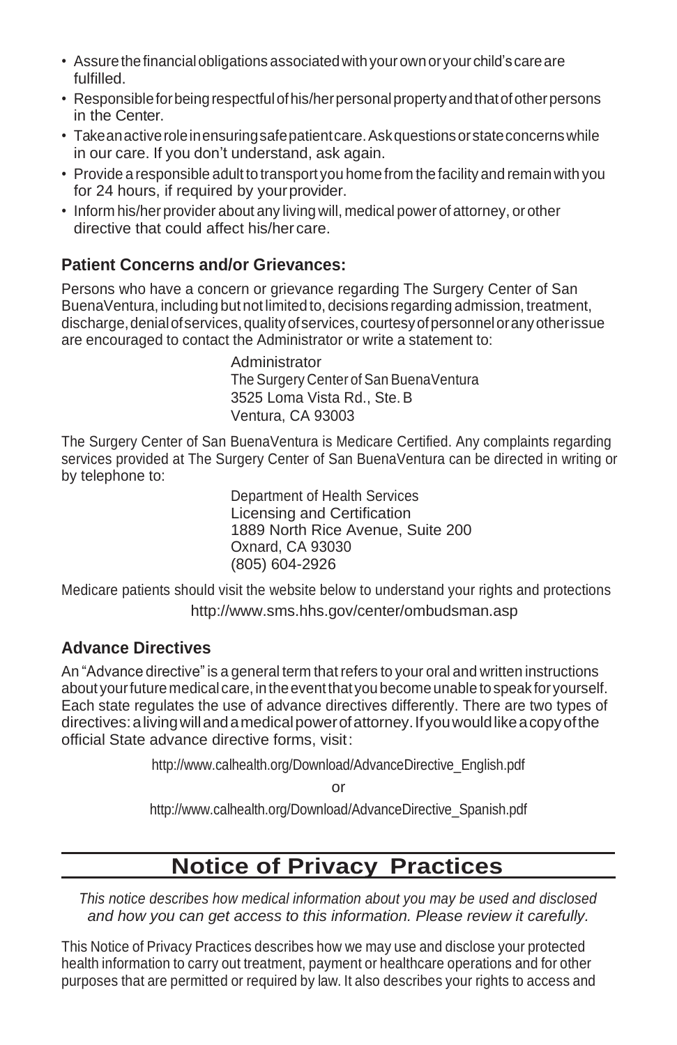- Assure the financial obligations associated with your own or your child's care are fulfilled.
- Responsible for being respectful of his/her personal property and that of other persons in the Center.
- Take an active role in ensuring safe patient care. Ask questions or state concerns while in our care. If you don't understand, ask again.
- Provide a responsible adult to transport you home from the facility and remain with you for 24 hours, if required by your provider.
- Inform his/her provider about any living will, medical power of attorney, or other directive that could affect his/her care.

### Patient Concerns and/or Grievances:

Persons who have a concern or grievance regarding The Surgery Center of San BuenaVentura, including but not limited to, decisions regarding admission, treatment, discharge, denial of services, quality of services, courtesy of personnel or any other issue are encouraged to contact the Administrator or write a statement to:

Administrator
The Surgery Center of San BuenaVentura
3525 Loma Vista Rd., Ste. B
Ventura, CA 93003

The Surgery Center of San BuenaVentura is Medicare Certified. Any complaints regarding services provided at The Surgery Center of San BuenaVentura can be directed in writing or by telephone to:

Department of Health Services
Licensing and Certification
1889 North Rice Avenue, Suite 200
Oxnard, CA 93030
(805) 604-2926

Medicare patients should visit the website below to understand your rights and protections

http://www.sms.hhs.gov/center/ombudsman.asp

### Advance Directives

An "Advance directive" is a general term that refers to your oral and written instructions about your future medical care, in the event that you become unable to speak for yourself. Each state regulates the use of advance directives differently. There are two types of directives: a living will and a medical power of attorney. If you would like a copy of the official State advance directive forms, visit:

http://www.calhealth.org/Download/AdvanceDirective_English.pdf

or

http://www.calhealth.org/Download/AdvanceDirective_Spanish.pdf

## Notice of Privacy Practices

*This notice describes how medical information about you may be used and disclosed and how you can get access to this information. Please review it carefully.*

This Notice of Privacy Practices describes how we may use and disclose your protected health information to carry out treatment, payment or healthcare operations and for other purposes that are permitted or required by law. It also describes your rights to access and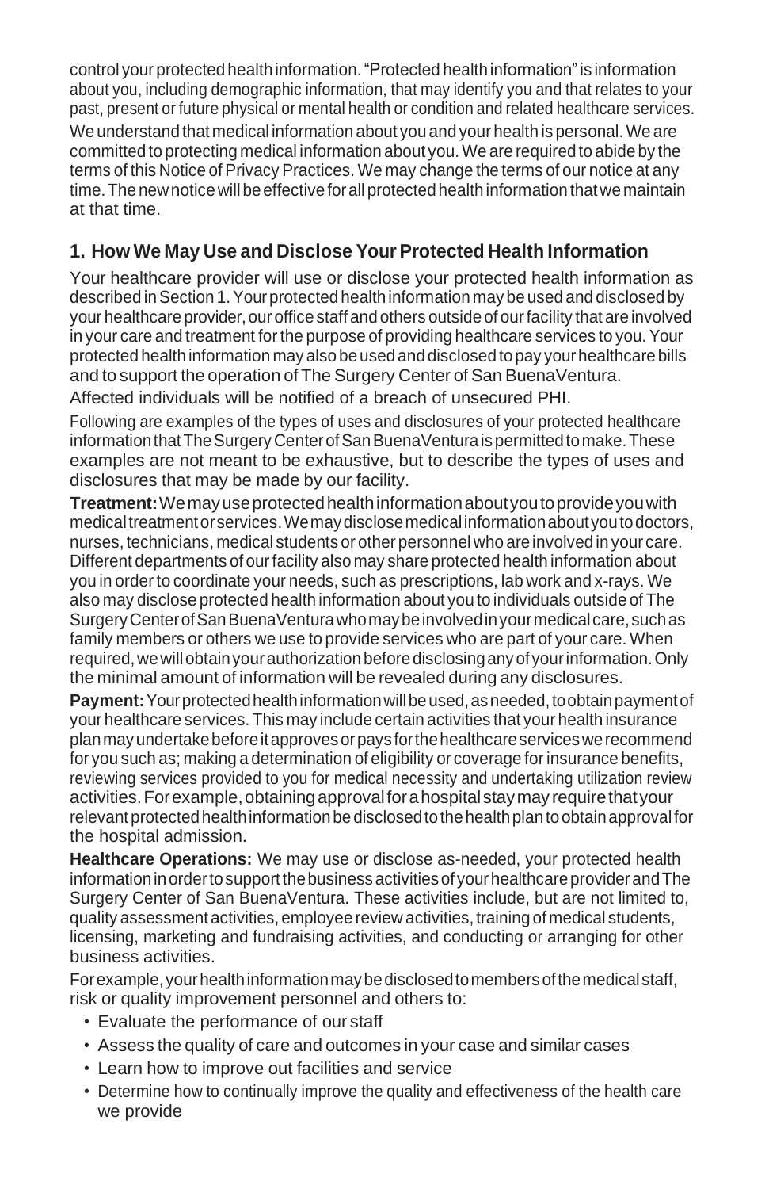control your protected health information. "Protected health information" is information about you, including demographic information, that may identify you and that relates to your past, present or future physical or mental health or condition and related healthcare services.

We understand that medical information about you and your health is personal. We are committed to protecting medical information about you. We are required to abide by the terms of this Notice of Privacy Practices. We may change the terms of our notice at any time. The new notice will be effective for all protected health information that we maintain at that time.

## 1. How We May Use and Disclose Your Protected Health Information

Your healthcare provider will use or disclose your protected health information as described in Section 1. Your protected health information may be used and disclosed by your healthcare provider, our office staff and others outside of our facility that are involved in your care and treatment for the purpose of providing healthcare services to you. Your protected health information may also be used and disclosed to pay your healthcare bills and to support the operation of The Surgery Center of San BuenaVentura.

Affected individuals will be notified of a breach of unsecured PHI.

Following are examples of the types of uses and disclosures of your protected healthcare information that The Surgery Center of San BuenaVentura is permitted to make. These examples are not meant to be exhaustive, but to describe the types of uses and disclosures that may be made by our facility.

**Treatment:** We may use protected health information about you to provide you with medical treatment or services. We may disclose medical information about you to doctors, nurses, technicians, medical students or other personnel who are involved in your care. Different departments of our facility also may share protected health information about you in order to coordinate your needs, such as prescriptions, lab work and x-rays. We also may disclose protected health information about you to individuals outside of The Surgery Center of San BuenaVentura who may be involved in your medical care, such as family members or others we use to provide services who are part of your care. When required, we will obtain your authorization before disclosing any of your information. Only the minimal amount of information will be revealed during any disclosures.

**Payment:** Your protected health information will be used, as needed, to obtain payment of your healthcare services. This may include certain activities that your health insurance plan may undertake before it approves or pays for the healthcare services we recommend for you such as; making a determination of eligibility or coverage for insurance benefits, reviewing services provided to you for medical necessity and undertaking utilization review activities. For example, obtaining approval for a hospital stay may require that your relevant protected health information be disclosed to the health plan to obtain approval for the hospital admission.

**Healthcare Operations:** We may use or disclose as-needed, your protected health information in order to support the business activities of your healthcare provider and The Surgery Center of San BuenaVentura. These activities include, but are not limited to, quality assessment activities, employee review activities, training of medical students, licensing, marketing and fundraising activities, and conducting or arranging for other business activities.

For example, your health information may be disclosed to members of the medical staff, risk or quality improvement personnel and others to:

- Evaluate the performance of our staff
- Assess the quality of care and outcomes in your case and similar cases
- Learn how to improve out facilities and service
- Determine how to continually improve the quality and effectiveness of the health care we provide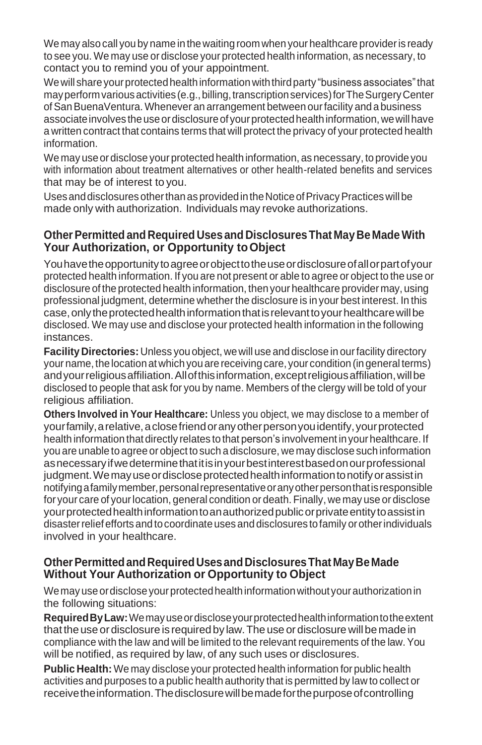We may also call you by name in the waiting room when your healthcare provider is ready to see you. We may use or disclose your protected health information, as necessary, to contact you to remind you of your appointment.

We will share your protected health information with third party "business associates" that may perform various activities (e.g., billing, transcription services) for The Surgery Center of San BuenaVentura. Whenever an arrangement between our facility and a business associate involves the use or disclosure of your protected health information, we will have a written contract that contains terms that will protect the privacy of your protected health information.

We may use or disclose your protected health information, as necessary, to provide you with information about treatment alternatives or other health-related benefits and services that may be of interest to you.

Uses and disclosures other than as provided in the Notice of Privacy Practices will be made only with authorization. Individuals may revoke authorizations.

### Other Permitted and Required Uses and Disclosures That May Be Made With Your Authorization, or Opportunity to Object

You have the opportunity to agree or object to the use or disclosure of all or part of your protected health information. If you are not present or able to agree or object to the use or disclosure of the protected health information, then your healthcare provider may, using professional judgment, determine whether the disclosure is in your best interest. In this case, only the protected health information that is relevant to your healthcare will be disclosed. We may use and disclose your protected health information in the following instances.

**Facility Directories:** Unless you object, we will use and disclose in our facility directory your name, the location at which you are receiving care, your condition (in general terms) and your religious affiliation. All of this information, except religious affiliation, will be disclosed to people that ask for you by name. Members of the clergy will be told of your religious affiliation.

**Others Involved in Your Healthcare:** Unless you object, we may disclose to a member of your family, a relative, a close friend or any other person you identify, your protected health information that directly relates to that person's involvement in your healthcare. If you are unable to agree or object to such a disclosure, we may disclose such information as necessary if we determine that it is in your best interest based on our professional judgment. We may use or disclose protected health information to notify or assist in notifying a family member, personal representative or any other person that is responsible for your care of your location, general condition or death. Finally, we may use or disclose your protected health information to an authorized public or private entity to assist in disaster relief efforts and to coordinate uses and disclosures to family or other individuals involved in your healthcare.

### Other Permitted and Required Uses and Disclosures That May Be Made Without Your Authorization or Opportunity to Object

We may use or disclose your protected health information without your authorization in the following situations:

**Required By Law:** We may use or disclose your protected health information to the extent that the use or disclosure is required by law. The use or disclosure will be made in compliance with the law and will be limited to the relevant requirements of the law. You will be notified, as required by law, of any such uses or disclosures.

**Public Health:** We may disclose your protected health information for public health activities and purposes to a public health authority that is permitted by law to collect or receive the information. The disclosure will be made for the purpose of controlling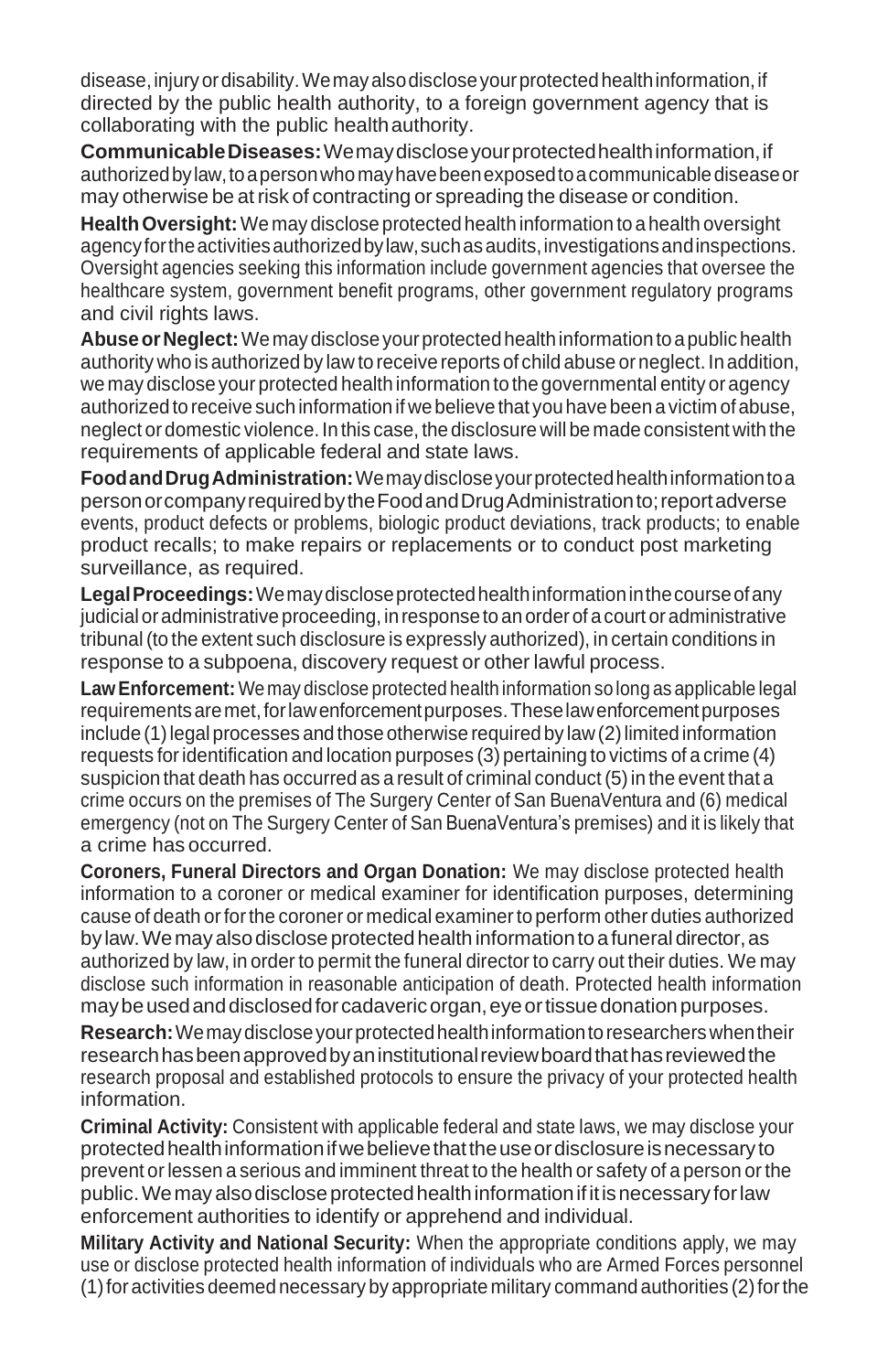disease, injury or disability. We may also disclose your protected health information, if directed by the public health authority, to a foreign government agency that is collaborating with the public health authority.

**Communicable Diseases:** We may disclose your protected health information, if authorized by law, to a person who may have been exposed to a communicable disease or may otherwise be at risk of contracting or spreading the disease or condition.

**Health Oversight:** We may disclose protected health information to a health oversight agency for the activities authorized by law, such as audits, investigations and inspections. Oversight agencies seeking this information include government agencies that oversee the healthcare system, government benefit programs, other government regulatory programs and civil rights laws.

**Abuse or Neglect:** We may disclose your protected health information to a public health authority who is authorized by law to receive reports of child abuse or neglect. In addition, we may disclose your protected health information to the governmental entity or agency authorized to receive such information if we believe that you have been a victim of abuse, neglect or domestic violence. In this case, the disclosure will be made consistent with the requirements of applicable federal and state laws.

**Food and Drug Administration:** We may disclose your protected health information to a person or company required by the Food and Drug Administration to; report adverse events, product defects or problems, biologic product deviations, track products; to enable product recalls; to make repairs or replacements or to conduct post marketing surveillance, as required.

**Legal Proceedings:** We may disclose protected health information in the course of any judicial or administrative proceeding, in response to an order of a court or administrative tribunal (to the extent such disclosure is expressly authorized), in certain conditions in response to a subpoena, discovery request or other lawful process.

**Law Enforcement:** We may disclose protected health information so long as applicable legal requirements are met, for law enforcement purposes. These law enforcement purposes include (1) legal processes and those otherwise required by law (2) limited information requests for identification and location purposes (3) pertaining to victims of a crime (4) suspicion that death has occurred as a result of criminal conduct (5) in the event that a crime occurs on the premises of The Surgery Center of San BuenaVentura and (6) medical emergency (not on The Surgery Center of San BuenaVentura's premises) and it is likely that a crime has occurred.

**Coroners, Funeral Directors and Organ Donation:** We may disclose protected health information to a coroner or medical examiner for identification purposes, determining cause of death or for the coroner or medical examiner to perform other duties authorized by law. We may also disclose protected health information to a funeral director, as authorized by law, in order to permit the funeral director to carry out their duties. We may disclose such information in reasonable anticipation of death. Protected health information may be used and disclosed for cadaveric organ, eye or tissue donation purposes.

**Research:** We may disclose your protected health information to researchers when their research has been approved by an institutional review board that has reviewed the research proposal and established protocols to ensure the privacy of your protected health information.

**Criminal Activity:** Consistent with applicable federal and state laws, we may disclose your protected health information if we believe that the use or disclosure is necessary to prevent or lessen a serious and imminent threat to the health or safety of a person or the public. We may also disclose protected health information if it is necessary for law enforcement authorities to identify or apprehend and individual.

**Military Activity and National Security:** When the appropriate conditions apply, we may use or disclose protected health information of individuals who are Armed Forces personnel (1) for activities deemed necessary by appropriate military command authorities (2) for the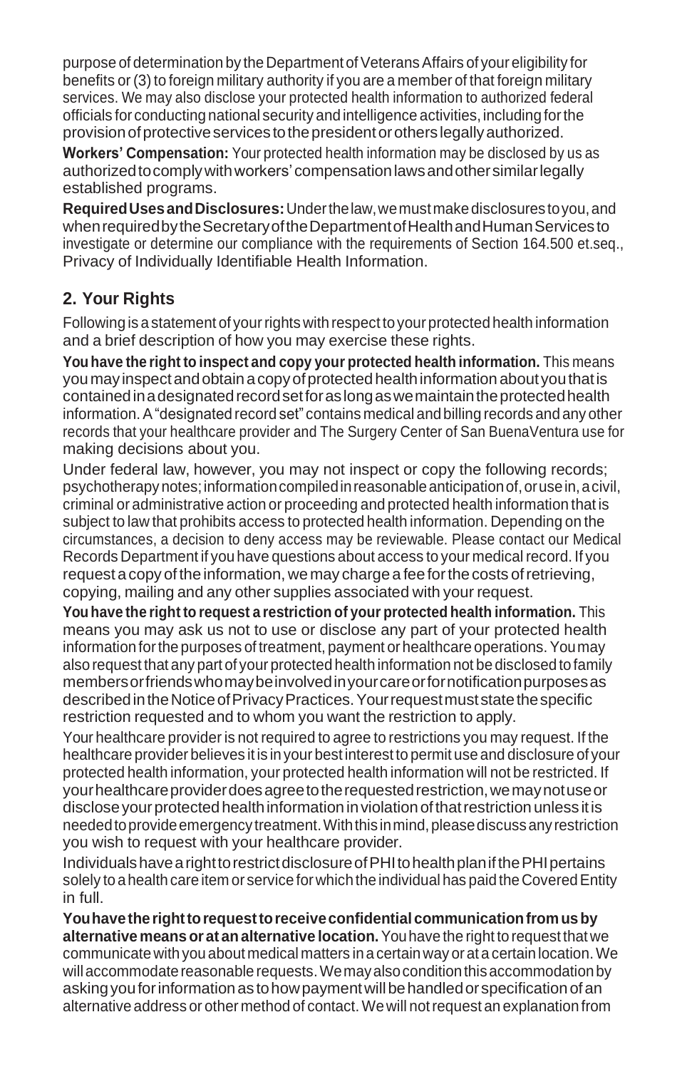purpose of determination by the Department of Veterans Affairs of your eligibility for benefits or (3) to foreign military authority if you are a member of that foreign military services. We may also disclose your protected health information to authorized federal officials for conducting national security and intelligence activities, including for the provision of protective services to the president or others legally authorized.

**Workers' Compensation:** Your protected health information may be disclosed by us as authorized to comply with workers' compensation laws and other similar legally established programs.

**Required Uses and Disclosures:** Under the law, we must make disclosures to you, and when required by the Secretary of the Department of Health and Human Services to investigate or determine our compliance with the requirements of Section 164.500 et.seq., Privacy of Individually Identifiable Health Information.

## 2. Your Rights

Following is a statement of your rights with respect to your protected health information and a brief description of how you may exercise these rights.

**You have the right to inspect and copy your protected health information.** This means you may inspect and obtain a copy of protected health information about you that is contained in a designated record set for as long as we maintain the protected health information. A "designated record set" contains medical and billing records and any other records that your healthcare provider and The Surgery Center of San BuenaVentura use for making decisions about you.

Under federal law, however, you may not inspect or copy the following records; psychotherapy notes; information compiled in reasonable anticipation of, or use in, a civil, criminal or administrative action or proceeding and protected health information that is subject to law that prohibits access to protected health information. Depending on the circumstances, a decision to deny access may be reviewable. Please contact our Medical Records Department if you have questions about access to your medical record. If you request a copy of the information, we may charge a fee for the costs of retrieving, copying, mailing and any other supplies associated with your request.

**You have the right to request a restriction of your protected health information.** This means you may ask us not to use or disclose any part of your protected health information for the purposes of treatment, payment or healthcare operations. You may also request that any part of your protected health information not be disclosed to family members or friends who may be involved in your care or for notification purposes as described in the Notice of Privacy Practices. Your request must state the specific restriction requested and to whom you want the restriction to apply.

Your healthcare provider is not required to agree to restrictions you may request. If the healthcare provider believes it is in your best interest to permit use and disclosure of your protected health information, your protected health information will not be restricted. If your healthcare provider does agree to the requested restriction, we may not use or disclose your protected health information in violation of that restriction unless it is needed to provide emergency treatment. With this in mind, please discuss any restriction you wish to request with your healthcare provider.

Individuals have a right to restrict disclosure of PHI to health plan if the PHI pertains solely to a health care item or service for which the individual has paid the Covered Entity in full.

**You have the right to request to receive confidential communication from us by alternative means or at an alternative location.** You have the right to request that we communicate with you about medical matters in a certain way or at a certain location. We will accommodate reasonable requests. We may also condition this accommodation by asking you for information as to how payment will be handled or specification of an alternative address or other method of contact. We will not request an explanation from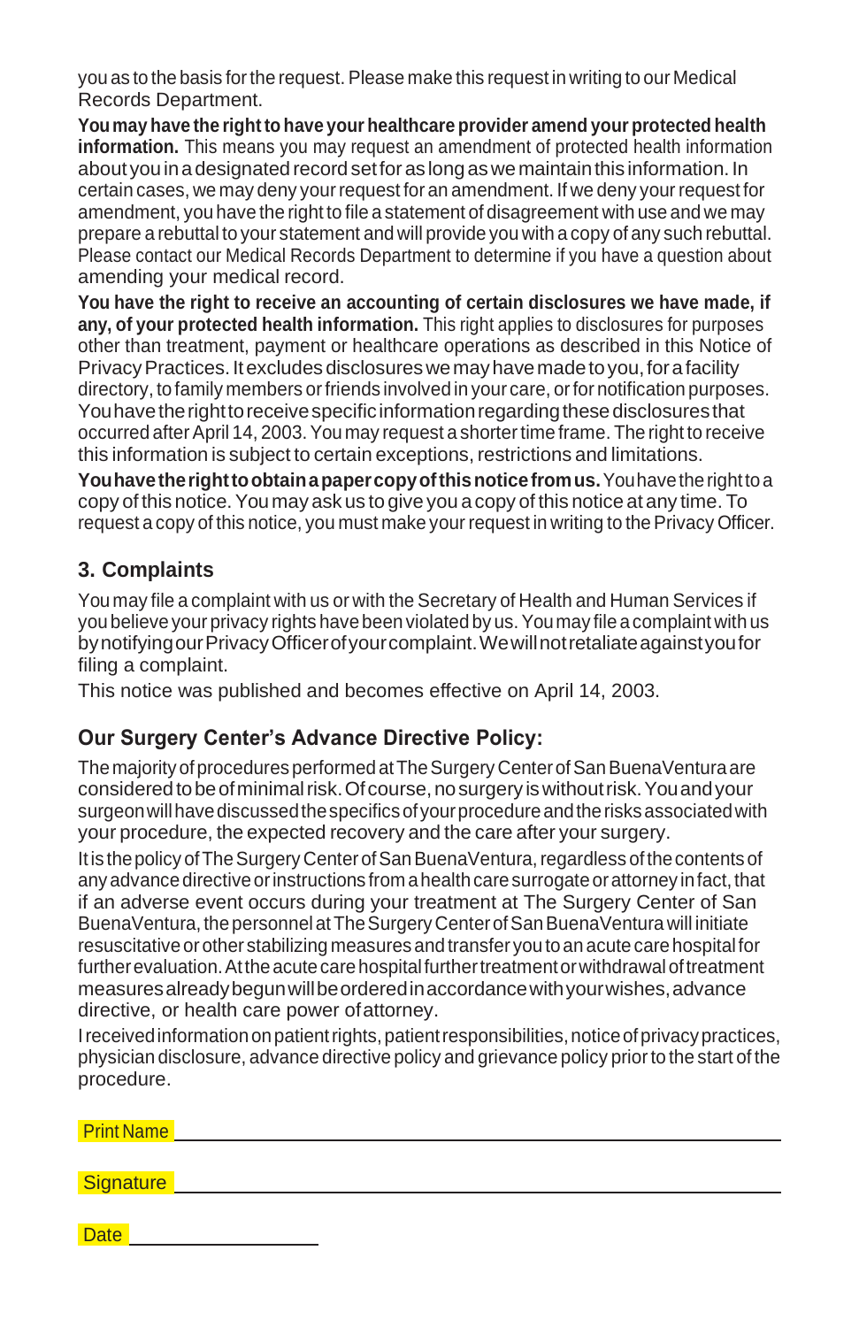you as to the basis for the request. Please make this request in writing to our Medical Records Department.

**You may have the right to have your healthcare provider amend your protected health information.** This means you may request an amendment of protected health information about you in a designated record set for as long as we maintain this information. In certain cases, we may deny your request for an amendment. If we deny your request for amendment, you have the right to file a statement of disagreement with use and we may prepare a rebuttal to your statement and will provide you with a copy of any such rebuttal. Please contact our Medical Records Department to determine if you have a question about amending your medical record.

**You have the right to receive an accounting of certain disclosures we have made, if any, of your protected health information.** This right applies to disclosures for purposes other than treatment, payment or healthcare operations as described in this Notice of Privacy Practices. It excludes disclosures we may have made to you, for a facility directory, to family members or friends involved in your care, or for notification purposes. You have the right to receive specific information regarding these disclosures that occurred after April 14, 2003. You may request a shorter time frame. The right to receive this information is subject to certain exceptions, restrictions and limitations.

**You have the right to obtain a paper copy of this notice from us.** You have the right to a copy of this notice. You may ask us to give you a copy of this notice at any time. To request a copy of this notice, you must make your request in writing to the Privacy Officer.

## 3. Complaints

You may file a complaint with us or with the Secretary of Health and Human Services if you believe your privacy rights have been violated by us. You may file a complaint with us by notifying our Privacy Officer of your complaint. We will not retaliate against you for filing a complaint.

This notice was published and becomes effective on April 14, 2003.

## Our Surgery Center's Advance Directive Policy:

The majority of procedures performed at The Surgery Center of San BuenaVentura are considered to be of minimal risk. Of course, no surgery is without risk. You and your surgeon will have discussed the specifics of your procedure and the risks associated with your procedure, the expected recovery and the care after your surgery.

It is the policy of The Surgery Center of San BuenaVentura, regardless of the contents of any advance directive or instructions from a health care surrogate or attorney in fact, that if an adverse event occurs during your treatment at The Surgery Center of San BuenaVentura, the personnel at The Surgery Center of San BuenaVentura will initiate resuscitative or other stabilizing measures and transfer you to an acute care hospital for further evaluation. At the acute care hospital further treatment or withdrawal of treatment measures already begun will be ordered in accordance with your wishes, advance directive, or health care power of attorney.

I received information on patient rights, patient responsibilities, notice of privacy practices, physician disclosure, advance directive policy and grievance policy prior to the start of the procedure.

Print Name ____________________________________________

Signature ____________________________________________

Date ____________________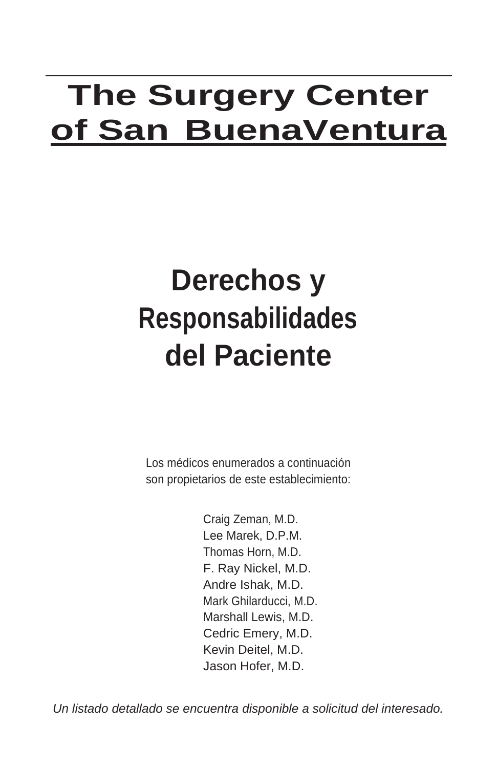# The Surgery Center of San BuenaVentura

# Derechos y Responsabilidades del Paciente

Los médicos enumerados a continuación son propietarios de este establecimiento:

Craig Zeman, M.D.
Lee Marek, D.P.M.
Thomas Horn, M.D.
F. Ray Nickel, M.D.
Andre Ishak, M.D.
Mark Ghilarducci, M.D.
Marshall Lewis, M.D.
Cedric Emery, M.D.
Kevin Deitel, M.D.
Jason Hofer, M.D.

*Un listado detallado se encuentra disponible a solicitud del interesado.*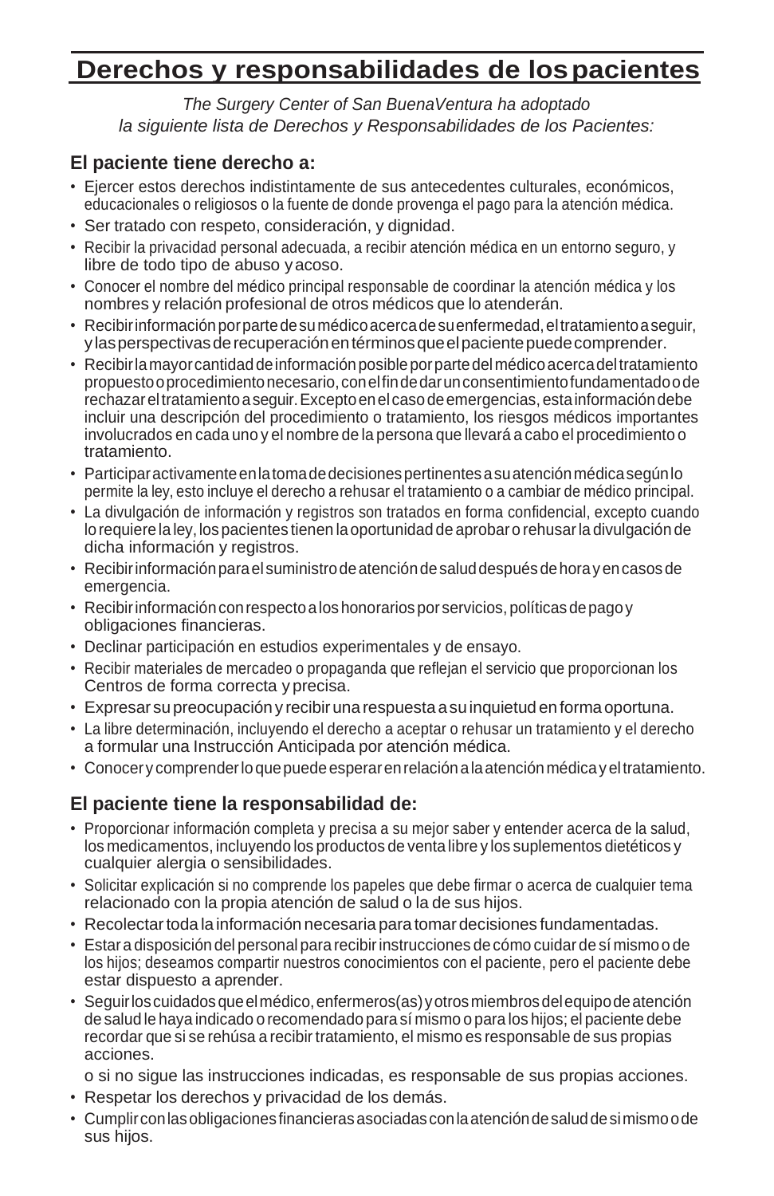# Derechos y responsabilidades de los pacientes

*The Surgery Center of San BuenaVentura ha adoptado la siguiente lista de Derechos y Responsabilidades de los Pacientes:*

## El paciente tiene derecho a:

- Ejercer estos derechos indistintamente de sus antecedentes culturales, económicos, educacionales o religiosos o la fuente de donde provenga el pago para la atención médica.
- Ser tratado con respeto, consideración, y dignidad.
- Recibir la privacidad personal adecuada, a recibir atención médica en un entorno seguro, y libre de todo tipo de abuso y acoso.
- Conocer el nombre del médico principal responsable de coordinar la atención médica y los nombres y relación profesional de otros médicos que lo atenderán.
- Recibir información por parte de su médico acerca de su enfermedad, el tratamiento a seguir, y las perspectivas de recuperación en términos que el paciente puede comprender.
- Recibir la mayor cantidad de información posible por parte del médico acerca del tratamiento propuesto o procedimiento necesario, con el fin de dar un consentimiento fundamentado o de rechazar el tratamiento a seguir. Excepto en el caso de emergencias, esta información debe incluir una descripción del procedimiento o tratamiento, los riesgos médicos importantes involucrados en cada uno y el nombre de la persona que llevará a cabo el procedimiento o tratamiento.
- Participar activamente en la toma de decisiones pertinentes a su atención médica según lo permite la ley, esto incluye el derecho a rehusar el tratamiento o a cambiar de médico principal.
- La divulgación de información y registros son tratados en forma confidencial, excepto cuando lo requiere la ley, los pacientes tienen la oportunidad de aprobar o rehusar la divulgación de dicha información y registros.
- Recibir información para el suministro de atención de salud después de hora y en casos de emergencia.
- Recibir información con respecto a los honorarios por servicios, políticas de pago y obligaciones financieras.
- Declinar participación en estudios experimentales y de ensayo.
- Recibir materiales de mercadeo o propaganda que reflejan el servicio que proporcionan los Centros de forma correcta y precisa.
- Expresar su preocupación y recibir una respuesta a su inquietud en forma oportuna.
- La libre determinación, incluyendo el derecho a aceptar o rehusar un tratamiento y el derecho a formular una Instrucción Anticipada por atención médica.
- Conocer y comprender lo que puede esperar en relación a la atención médica y el tratamiento.

## El paciente tiene la responsabilidad de:

- Proporcionar información completa y precisa a su mejor saber y entender acerca de la salud, los medicamentos, incluyendo los productos de venta libre y los suplementos dietéticos y cualquier alergia o sensibilidades.
- Solicitar explicación si no comprende los papeles que debe firmar o acerca de cualquier tema relacionado con la propia atención de salud o la de sus hijos.
- Recolectar toda la información necesaria para tomar decisiones fundamentadas.
- Estar a disposición del personal para recibir instrucciones de cómo cuidar de sí mismo o de los hijos; deseamos compartir nuestros conocimientos con el paciente, pero el paciente debe estar dispuesto a aprender.
- Seguir los cuidados que el médico, enfermeros(as) y otros miembros del equipo de atención de salud le haya indicado o recomendado para sí mismo o para los hijos; el paciente debe recordar que si se rehúsa a recibir tratamiento, el mismo es responsable de sus propias acciones.

  o si no sigue las instrucciones indicadas, es responsable de sus propias acciones.
- Respetar los derechos y privacidad de los demás.
- Cumplir con las obligaciones financieras asociadas con la atención de salud de si mismo o de sus hijos.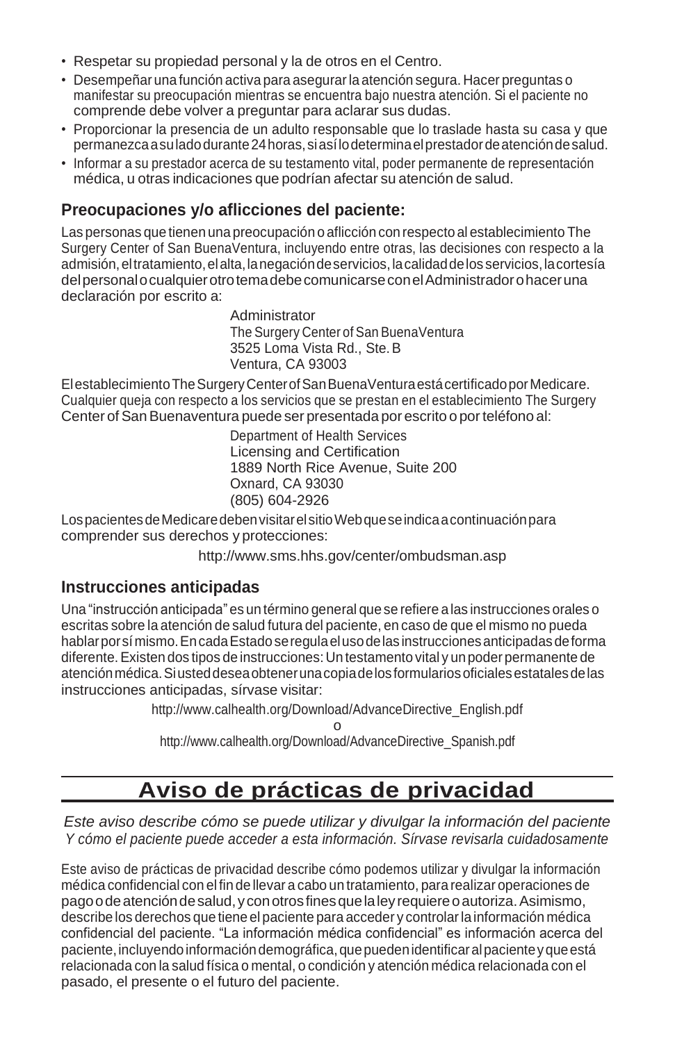- Respetar su propiedad personal y la de otros en el Centro.
- Desempeñar una función activa para asegurar la atención segura. Hacer preguntas o manifestar su preocupación mientras se encuentra bajo nuestra atención. Si el paciente no comprende debe volver a preguntar para aclarar sus dudas.
- Proporcionar la presencia de un adulto responsable que lo traslade hasta su casa y que permanezca a su lado durante 24 horas, si así lo determina el prestador de atención de salud.
- Informar a su prestador acerca de su testamento vital, poder permanente de representación médica, u otras indicaciones que podrían afectar su atención de salud.

### Preocupaciones y/o aflicciones del paciente:

Las personas que tienen una preocupación o aflicción con respecto al establecimiento The Surgery Center of San BuenaVentura, incluyendo entre otras, las decisiones con respecto a la admisión, el tratamiento, el alta, la negación de servicios, la calidad de los servicios, la cortesía del personal o cualquier otro tema debe comunicarse con el Administrador o hacer una declaración por escrito a:

Administrator  
The Surgery Center of San BuenaVentura  
3525 Loma Vista Rd., Ste. B  
Ventura, CA 93003

El establecimiento The Surgery Center of San BuenaVentura está certificado por Medicare. Cualquier queja con respecto a los servicios que se prestan en el establecimiento The Surgery Center of San Buenaventura puede ser presentada por escrito o por teléfono al:

Department of Health Services  
Licensing and Certification  
1889 North Rice Avenue, Suite 200  
Oxnard, CA 93030  
(805) 604-2926

Los pacientes de Medicare deben visitar el sitio Web que se indica a continuación para comprender sus derechos y protecciones:

http://www.sms.hhs.gov/center/ombudsman.asp

### Instrucciones anticipadas

Una "instrucción anticipada" es un término general que se refiere a las instrucciones orales o escritas sobre la atención de salud futura del paciente, en caso de que el mismo no pueda hablar por sí mismo. En cada Estado se regula el uso de las instrucciones anticipadas de forma diferente. Existen dos tipos de instrucciones: Un testamento vital y un poder permanente de atención médica. Si usted desea obtener una copia de los formularios oficiales estatales de las instrucciones anticipadas, sírvase visitar:

http://www.calhealth.org/Download/AdvanceDirective_English.pdf

o

http://www.calhealth.org/Download/AdvanceDirective_Spanish.pdf

## Aviso de prácticas de privacidad

*Este aviso describe cómo se puede utilizar y divulgar la información del paciente Y cómo el paciente puede acceder a esta información. Sírvase revisarla cuidadosamente*

Este aviso de prácticas de privacidad describe cómo podemos utilizar y divulgar la información médica confidencial con el fin de llevar a cabo un tratamiento, para realizar operaciones de pago o de atención de salud, y con otros fines que la ley requiere o autoriza. Asimismo, describe los derechos que tiene el paciente para acceder y controlar la información médica confidencial del paciente. "La información médica confidencial" es información acerca del paciente, incluyendo información demográfica, que pueden identificar al paciente y que está relacionada con la salud física o mental, o condición y atención médica relacionada con el pasado, el presente o el futuro del paciente.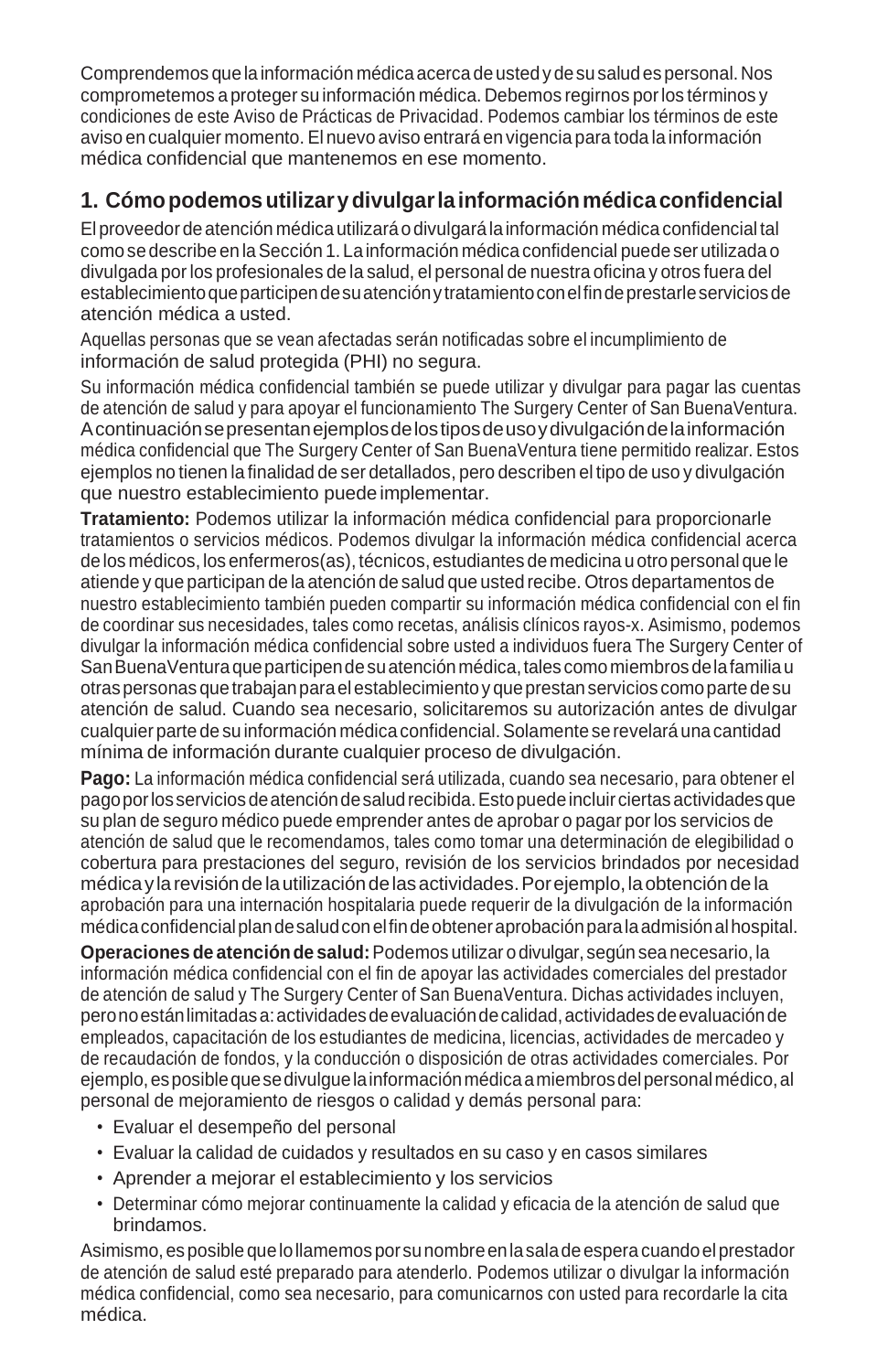Comprendemos que la información médica acerca de usted y de su salud es personal. Nos comprometemos a proteger su información médica. Debemos regirnos por los términos y condiciones de este Aviso de Prácticas de Privacidad. Podemos cambiar los términos de este aviso en cualquier momento. El nuevo aviso entrará en vigencia para toda la información médica confidencial que mantenemos en ese momento.

## 1. Cómo podemos utilizar y divulgar la información médica confidencial

El proveedor de atención médica utilizará o divulgará la información médica confidencial tal como se describe en la Sección 1. La información médica confidencial puede ser utilizada o divulgada por los profesionales de la salud, el personal de nuestra oficina y otros fuera del establecimiento que participen de su atención y tratamiento con el fin de prestarle servicios de atención médica a usted.

Aquellas personas que se vean afectadas serán notificadas sobre el incumplimiento de información de salud protegida (PHI) no segura.

Su información médica confidencial también se puede utilizar y divulgar para pagar las cuentas de atención de salud y para apoyar el funcionamiento The Surgery Center of San BuenaVentura. A continuación se presentan ejemplos de los tipos de uso y divulgación de la información médica confidencial que The Surgery Center of San BuenaVentura tiene permitido realizar. Estos ejemplos no tienen la finalidad de ser detallados, pero describen el tipo de uso y divulgación que nuestro establecimiento puede implementar.

**Tratamiento:** Podemos utilizar la información médica confidencial para proporcionarle tratamientos o servicios médicos. Podemos divulgar la información médica confidencial acerca de los médicos, los enfermeros(as), técnicos, estudiantes de medicina u otro personal que le atiende y que participan de la atención de salud que usted recibe. Otros departamentos de nuestro establecimiento también pueden compartir su información médica confidencial con el fin de coordinar sus necesidades, tales como recetas, análisis clínicos rayos-x. Asimismo, podemos divulgar la información médica confidencial sobre usted a individuos fuera The Surgery Center of San BuenaVentura que participen de su atención médica, tales como miembros de la familia u otras personas que trabajan para el establecimiento y que prestan servicios como parte de su atención de salud. Cuando sea necesario, solicitaremos su autorización antes de divulgar cualquier parte de su información médica confidencial. Solamente se revelará una cantidad mínima de información durante cualquier proceso de divulgación.

**Pago:** La información médica confidencial será utilizada, cuando sea necesario, para obtener el pago por los servicios de atención de salud recibida. Esto puede incluir ciertas actividades que su plan de seguro médico puede emprender antes de aprobar o pagar por los servicios de atención de salud que le recomendamos, tales como tomar una determinación de elegibilidad o cobertura para prestaciones del seguro, revisión de los servicios brindados por necesidad médica y la revisión de la utilización de las actividades. Por ejemplo, la obtención de la aprobación para una internación hospitalaria puede requerir de la divulgación de la información médica confidencial plan de salud con el fin de obtener aprobación para la admisión al hospital.

**Operaciones de atención de salud:** Podemos utilizar o divulgar, según sea necesario, la información médica confidencial con el fin de apoyar las actividades comerciales del prestador de atención de salud y The Surgery Center of San BuenaVentura. Dichas actividades incluyen, pero no están limitadas a: actividades de evaluación de calidad, actividades de evaluación de empleados, capacitación de los estudiantes de medicina, licencias, actividades de mercadeo y de recaudación de fondos, y la conducción o disposición de otras actividades comerciales. Por ejemplo, es posible que se divulgue la información médica a miembros del personal médico, al personal de mejoramiento de riesgos o calidad y demás personal para:

- Evaluar el desempeño del personal
- Evaluar la calidad de cuidados y resultados en su caso y en casos similares
- Aprender a mejorar el establecimiento y los servicios
- Determinar cómo mejorar continuamente la calidad y eficacia de la atención de salud que brindamos.

Asimismo, es posible que lo llamemos por su nombre en la sala de espera cuando el prestador de atención de salud esté preparado para atenderlo. Podemos utilizar o divulgar la información médica confidencial, como sea necesario, para comunicarnos con usted para recordarle la cita médica.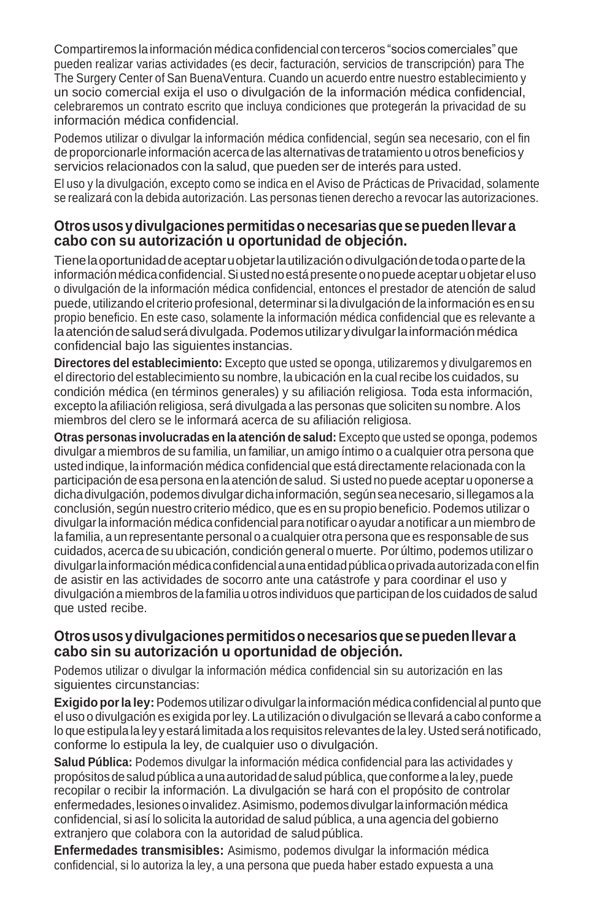Compartiremos la información médica confidencial con terceros "socios comerciales" que pueden realizar varias actividades (es decir, facturación, servicios de transcripción) para The The Surgery Center of San BuenaVentura. Cuando un acuerdo entre nuestro establecimiento y un socio comercial exija el uso o divulgación de la información médica confidencial, celebraremos un contrato escrito que incluya condiciones que protegerán la privacidad de su información médica confidencial.

Podemos utilizar o divulgar la información médica confidencial, según sea necesario, con el fin de proporcionarle información acerca de las alternativas de tratamiento u otros beneficios y servicios relacionados con la salud, que pueden ser de interés para usted.

El uso y la divulgación, excepto como se indica en el Aviso de Prácticas de Privacidad, solamente se realizará con la debida autorización. Las personas tienen derecho a revocar las autorizaciones.

## Otros usos y divulgaciones permitidas o necesarias que se pueden llevar a cabo con su autorización u oportunidad de objeción.

Tiene la oportunidad de aceptar u objetar la utilización o divulgación de toda o parte de la información médica confidencial. Si usted no está presente o no puede aceptar u objetar el uso o divulgación de la información médica confidencial, entonces el prestador de atención de salud puede, utilizando el criterio profesional, determinar si la divulgación de la información es en su propio beneficio. En este caso, solamente la información médica confidencial que es relevante a la atención de salud será divulgada. Podemos utilizar y divulgar la información médica confidencial bajo las siguientes instancias.

**Directores del establecimiento:** Excepto que usted se oponga, utilizaremos y divulgaremos en el directorio del establecimiento su nombre, la ubicación en la cual recibe los cuidados, su condición médica (en términos generales) y su afiliación religiosa. Toda esta información, excepto la afiliación religiosa, será divulgada a las personas que soliciten su nombre. A los miembros del clero se le informará acerca de su afiliación religiosa.

**Otras personas involucradas en la atención de salud:** Excepto que usted se oponga, podemos divulgar a miembros de su familia, un familiar, un amigo íntimo o a cualquier otra persona que usted indique, la información médica confidencial que está directamente relacionada con la participación de esa persona en la atención de salud. Si usted no puede aceptar u oponerse a dicha divulgación, podemos divulgar dicha información, según sea necesario, si llegamos a la conclusión, según nuestro criterio médico, que es en su propio beneficio. Podemos utilizar o divulgar la información médica confidencial para notificar o ayudar a notificar a un miembro de la familia, a un representante personal o a cualquier otra persona que es responsable de sus cuidados, acerca de su ubicación, condición general o muerte. Por último, podemos utilizar o divulgar la información médica confidencial a una entidad pública o privada autorizada con el fin de asistir en las actividades de socorro ante una catástrofe y para coordinar el uso y divulgación a miembros de la familia u otros individuos que participan de los cuidados de salud que usted recibe.

## Otros usos y divulgaciones permitidos o necesarios que se pueden llevar a cabo sin su autorización u oportunidad de objeción.

Podemos utilizar o divulgar la información médica confidencial sin su autorización en las siguientes circunstancias:

**Exigido por la ley:** Podemos utilizar o divulgar la información médica confidencial al punto que el uso o divulgación es exigida por ley. La utilización o divulgación se llevará a cabo conforme a lo que estipula la ley y estará limitada a los requisitos relevantes de la ley. Usted será notificado, conforme lo estipula la ley, de cualquier uso o divulgación.

**Salud Pública:** Podemos divulgar la información médica confidencial para las actividades y propósitos de salud pública a una autoridad de salud pública, que conforme a la ley, puede recopilar o recibir la información. La divulgación se hará con el propósito de controlar enfermedades, lesiones o invalidez. Asimismo, podemos divulgar la información médica confidencial, si así lo solicita la autoridad de salud pública, a una agencia del gobierno extranjero que colabora con la autoridad de salud pública.

**Enfermedades transmisibles:** Asimismo, podemos divulgar la información médica confidencial, si lo autoriza la ley, a una persona que pueda haber estado expuesta a una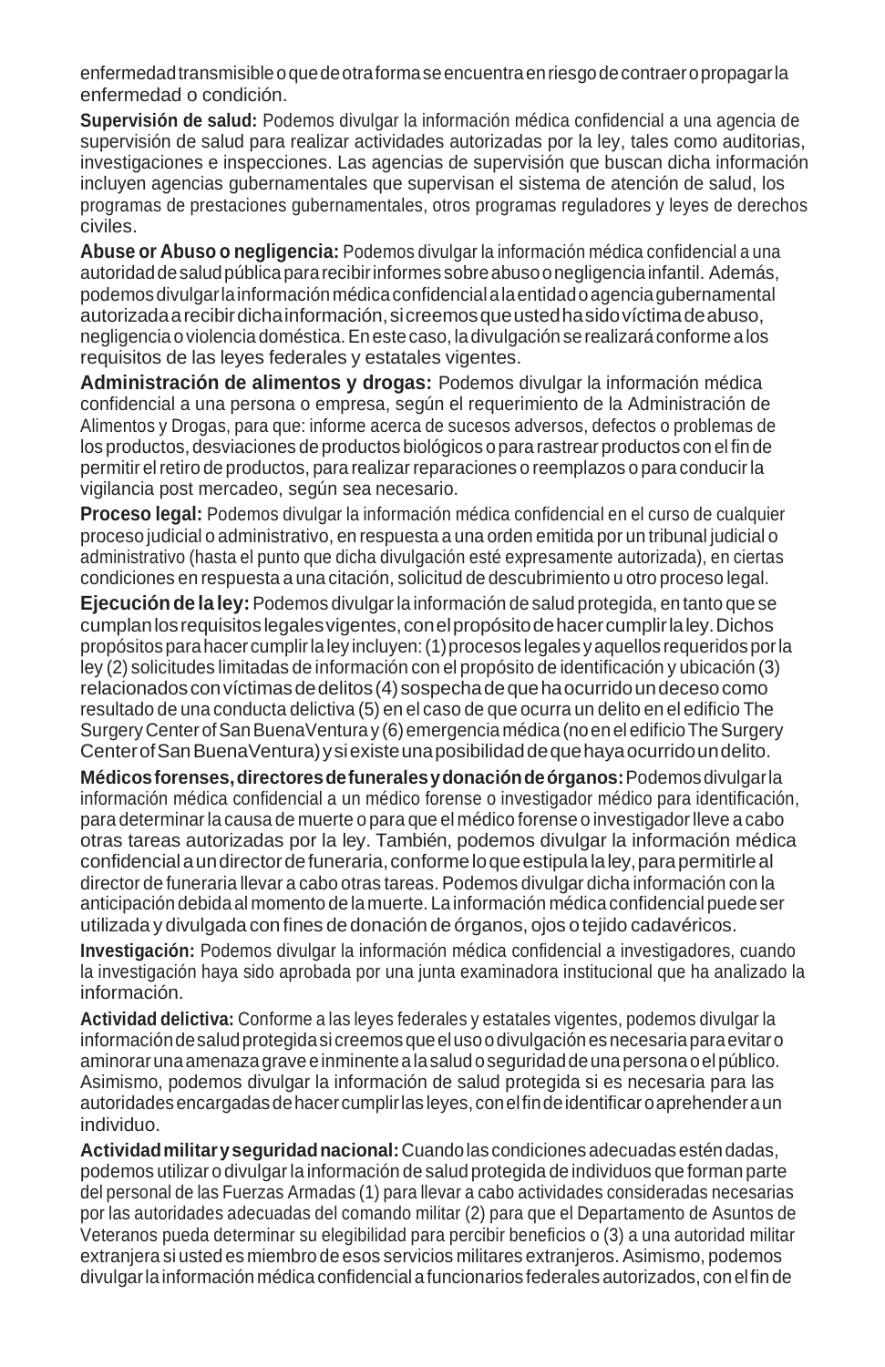enfermedad transmisible o que de otra forma se encuentra en riesgo de contraer o propagar la enfermedad o condición.

**Supervisión de salud:** Podemos divulgar la información médica confidencial a una agencia de supervisión de salud para realizar actividades autorizadas por la ley, tales como auditorias, investigaciones e inspecciones. Las agencias de supervisión que buscan dicha información incluyen agencias gubernamentales que supervisan el sistema de atención de salud, los programas de prestaciones gubernamentales, otros programas reguladores y leyes de derechos civiles.

**Abuse or Abuso o negligencia:** Podemos divulgar la información médica confidencial a una autoridad de salud pública para recibir informes sobre abuso o negligencia infantil. Además, podemos divulgar la información médica confidencial a la entidad o agencia gubernamental autorizada a recibir dicha información, si creemos que usted ha sido víctima de abuso, negligencia o violencia doméstica. En este caso, la divulgación se realizará conforme a los requisitos de las leyes federales y estatales vigentes.

**Administración de alimentos y drogas:** Podemos divulgar la información médica confidencial a una persona o empresa, según el requerimiento de la Administración de Alimentos y Drogas, para que: informe acerca de sucesos adversos, defectos o problemas de los productos, desviaciones de productos biológicos o para rastrear productos con el fin de permitir el retiro de productos, para realizar reparaciones o reemplazos o para conducir la vigilancia post mercadeo, según sea necesario.

**Proceso legal:** Podemos divulgar la información médica confidencial en el curso de cualquier proceso judicial o administrativo, en respuesta a una orden emitida por un tribunal judicial o administrativo (hasta el punto que dicha divulgación esté expresamente autorizada), en ciertas condiciones en respuesta a una citación, solicitud de descubrimiento u otro proceso legal.

**Ejecución de la ley:** Podemos divulgar la información de salud protegida, en tanto que se cumplan los requisitos legales vigentes, con el propósito de hacer cumplir la ley. Dichos propósitos para hacer cumplir la ley incluyen: (1) procesos legales y aquellos requeridos por la ley (2) solicitudes limitadas de información con el propósito de identificación y ubicación (3) relacionados con víctimas de delitos (4) sospecha de que ha ocurrido un deceso como resultado de una conducta delictiva (5) en el caso de que ocurra un delito en el edificio The Surgery Center of San BuenaVentura y (6) emergencia médica (no en el edificio The Surgery Center of San BuenaVentura) y si existe una posibilidad de que haya ocurrido un delito.

**Médicos forenses, directores de funerales y donación de órganos:** Podemos divulgar la información médica confidencial a un médico forense o investigador médico para identificación, para determinar la causa de muerte o para que el médico forense o investigador lleve a cabo otras tareas autorizadas por la ley. También, podemos divulgar la información médica confidencial a un director de funeraria, conforme lo que estipula la ley, para permitirle al director de funeraria llevar a cabo otras tareas. Podemos divulgar dicha información con la anticipación debida al momento de la muerte. La información médica confidencial puede ser utilizada y divulgada con fines de donación de órganos, ojos o tejido cadavéricos.

**Investigación:** Podemos divulgar la información médica confidencial a investigadores, cuando la investigación haya sido aprobada por una junta examinadora institucional que ha analizado la información.

**Actividad delictiva:** Conforme a las leyes federales y estatales vigentes, podemos divulgar la información de salud protegida si creemos que el uso o divulgación es necesaria para evitar o aminorar una amenaza grave e inminente a la salud o seguridad de una persona o el público. Asimismo, podemos divulgar la información de salud protegida si es necesaria para las autoridades encargadas de hacer cumplir las leyes, con el fin de identificar o aprehender a un individuo.

**Actividad militar y seguridad nacional:** Cuando las condiciones adecuadas estén dadas, podemos utilizar o divulgar la información de salud protegida de individuos que forman parte del personal de las Fuerzas Armadas (1) para llevar a cabo actividades consideradas necesarias por las autoridades adecuadas del comando militar (2) para que el Departamento de Asuntos de Veteranos pueda determinar su elegibilidad para percibir beneficios o (3) a una autoridad militar extranjera si usted es miembro de esos servicios militares extranjeros. Asimismo, podemos divulgar la información médica confidencial a funcionarios federales autorizados, con el fin de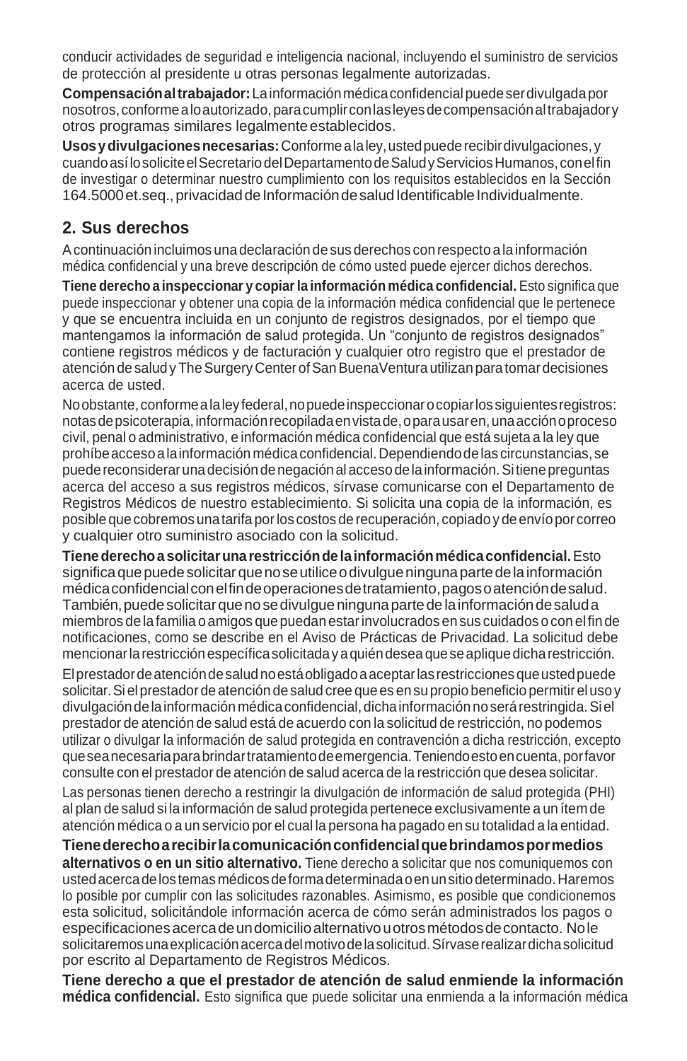conducir actividades de seguridad e inteligencia nacional, incluyendo el suministro de servicios de protección al presidente u otras personas legalmente autorizadas.

**Compensación al trabajador:** La información médica confidencial puede ser divulgada por nosotros, conforme a lo autorizado, para cumplir con las leyes de compensación al trabajador y otros programas similares legalmente establecidos.

**Usos y divulgaciones necesarias:** Conforme a la ley, usted puede recibir divulgaciones, y cuando así lo solicite el Secretario del Departamento de Salud y Servicios Humanos, con el fin de investigar o determinar nuestro cumplimiento con los requisitos establecidos en la Sección 164.5000 et.seq., privacidad de Información de salud Identificable Individualmente.

## 2. Sus derechos

A continuación incluimos una declaración de sus derechos con respecto a la información médica confidencial y una breve descripción de cómo usted puede ejercer dichos derechos.

**Tiene derecho a inspeccionar y copiar la información médica confidencial.** Esto significa que puede inspeccionar y obtener una copia de la información médica confidencial que le pertenece y que se encuentra incluida en un conjunto de registros designados, por el tiempo que mantengamos la información de salud protegida. Un "conjunto de registros designados" contiene registros médicos y de facturación y cualquier otro registro que el prestador de atención de salud y The Surgery Center of San BuenaVentura utilizan para tomar decisiones acerca de usted.

No obstante, conforme a la ley federal, no puede inspeccionar o copiar los siguientes registros: notas de psicoterapia, información recopilada en vista de, o para usar en, una acción o proceso civil, penal o administrativo, e información médica confidencial que está sujeta a la ley que prohíbe acceso a la información médica confidencial. Dependiendo de las circunstancias, se puede reconsiderar una decisión de negación al acceso de la información. Si tiene preguntas acerca del acceso a sus registros médicos, sírvase comunicarse con el Departamento de Registros Médicos de nuestro establecimiento. Si solicita una copia de la información, es posible que cobremos una tarifa por los costos de recuperación, copiado y de envío por correo y cualquier otro suministro asociado con la solicitud.

**Tiene derecho a solicitar una restricción de la información médica confidencial.** Esto significa que puede solicitar que no se utilice o divulgue ninguna parte de la información médica confidencial con el fin de operaciones de tratamiento, pagos o atención de salud. También, puede solicitar que no se divulgue ninguna parte de la información de salud a miembros de la familia o amigos que puedan estar involucrados en sus cuidados o con el fin de notificaciones, como se describe en el Aviso de Prácticas de Privacidad. La solicitud debe mencionar la restricción específica solicitada y a quién desea que se aplique dicha restricción.

El prestador de atención de salud no está obligado a aceptar las restricciones que usted puede solicitar. Si el prestador de atención de salud cree que es en su propio beneficio permitir el uso y divulgación de la información médica confidencial, dicha información no será restringida. Si el prestador de atención de salud está de acuerdo con la solicitud de restricción, no podemos utilizar o divulgar la información de salud protegida en contravención a dicha restricción, excepto que sea necesaria para brindar tratamiento de emergencia. Teniendo esto en cuenta, por favor consulte con el prestador de atención de salud acerca de la restricción que desea solicitar.

Las personas tienen derecho a restringir la divulgación de información de salud protegida (PHI) al plan de salud si la información de salud protegida pertenece exclusivamente a un ítem de atención médica o a un servicio por el cual la persona ha pagado en su totalidad a la entidad.

**Tiene derecho a recibir la comunicación confidencial que brindamos por medios alternativos o en un sitio alternativo.** Tiene derecho a solicitar que nos comuniquemos con usted acerca de los temas médicos de forma determinada o en un sitio determinado. Haremos lo posible por cumplir con las solicitudes razonables. Asimismo, es posible que condicionemos esta solicitud, solicitándole información acerca de cómo serán administrados los pagos o especificaciones acerca de un domicilio alternativo u otros métodos de contacto. No le solicitaremos una explicación acerca del motivo de la solicitud. Sírvase realizar dicha solicitud por escrito al Departamento de Registros Médicos.

**Tiene derecho a que el prestador de atención de salud enmiende la información médica confidencial.** Esto significa que puede solicitar una enmienda a la información médica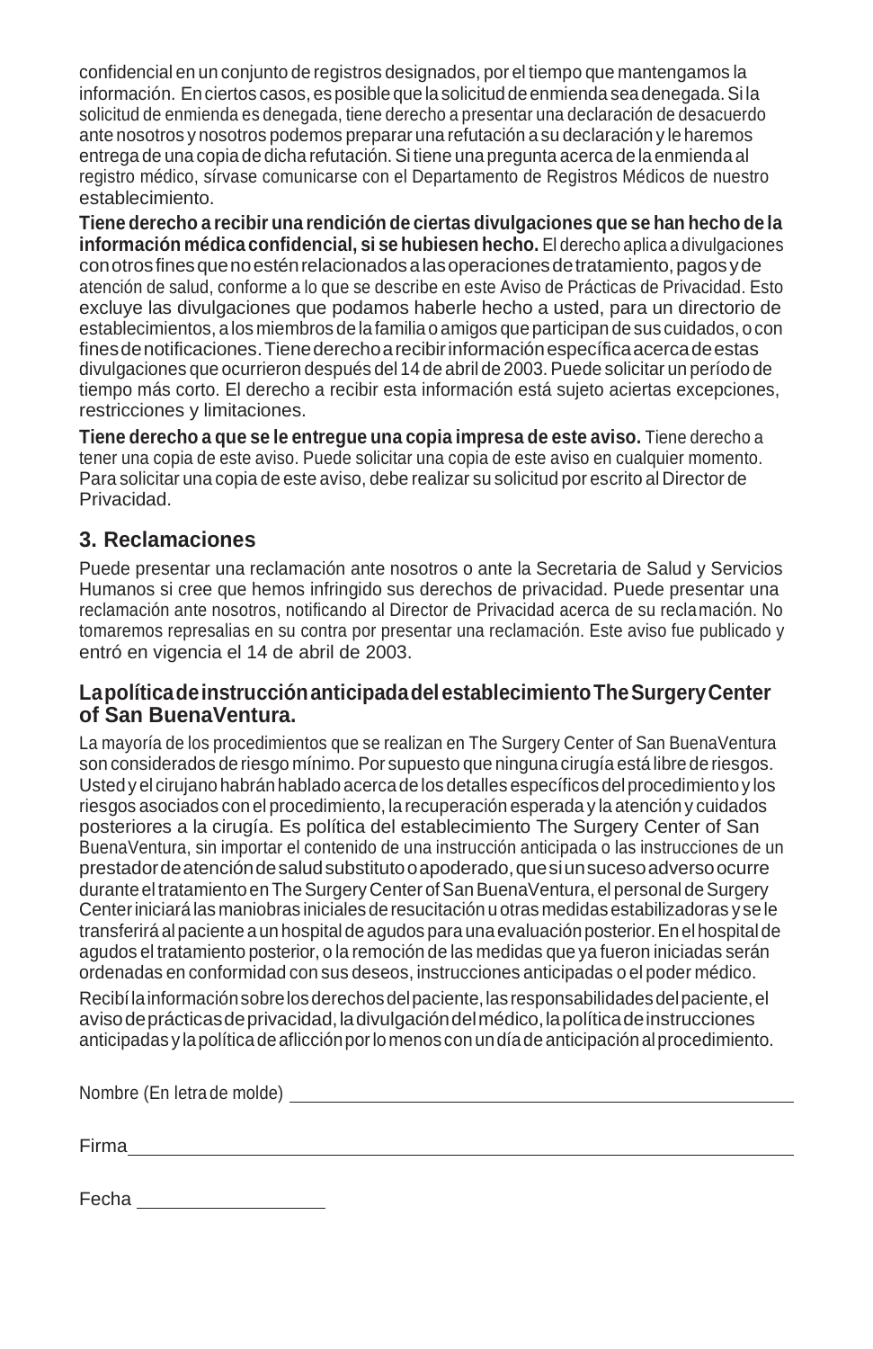confidencial en un conjunto de registros designados, por el tiempo que mantengamos la información. En ciertos casos, es posible que la solicitud de enmienda sea denegada. Si la solicitud de enmienda es denegada, tiene derecho a presentar una declaración de desacuerdo ante nosotros y nosotros podemos preparar una refutación a su declaración y le haremos entrega de una copia de dicha refutación. Si tiene una pregunta acerca de la enmienda al registro médico, sírvase comunicarse con el Departamento de Registros Médicos de nuestro establecimiento.

**Tiene derecho a recibir una rendición de ciertas divulgaciones que se han hecho de la información médica confidencial, si se hubiesen hecho.** El derecho aplica a divulgaciones con otros fines que no estén relacionados a las operaciones de tratamiento, pagos y de atención de salud, conforme a lo que se describe en este Aviso de Prácticas de Privacidad. Esto excluye las divulgaciones que podamos haberle hecho a usted, para un directorio de establecimientos, a los miembros de la familia o amigos que participan de sus cuidados, o con fines de notificaciones. Tiene derecho a recibir información específica acerca de estas divulgaciones que ocurrieron después del 14 de abril de 2003. Puede solicitar un período de tiempo más corto. El derecho a recibir esta información está sujeto aciertas excepciones, restricciones y limitaciones.

**Tiene derecho a que se le entregue una copia impresa de este aviso.** Tiene derecho a tener una copia de este aviso. Puede solicitar una copia de este aviso en cualquier momento. Para solicitar una copia de este aviso, debe realizar su solicitud por escrito al Director de Privacidad.

## 3. Reclamaciones

Puede presentar una reclamación ante nosotros o ante la Secretaria de Salud y Servicios Humanos si cree que hemos infringido sus derechos de privacidad. Puede presentar una reclamación ante nosotros, notificando al Director de Privacidad acerca de su reclamación. No tomaremos represalias en su contra por presentar una reclamación. Este aviso fue publicado y entró en vigencia el 14 de abril de 2003.

### La política de instrucción anticipada del establecimiento The Surgery Center of San BuenaVentura.

La mayoría de los procedimientos que se realizan en The Surgery Center of San BuenaVentura son considerados de riesgo mínimo. Por supuesto que ninguna cirugía está libre de riesgos. Usted y el cirujano habrán hablado acerca de los detalles específicos del procedimiento y los riesgos asociados con el procedimiento, la recuperación esperada y la atención y cuidados posteriores a la cirugía. Es política del establecimiento The Surgery Center of San BuenaVentura, sin importar el contenido de una instrucción anticipada o las instrucciones de un prestador de atención de salud substituto o apoderado, que si un suceso adverso ocurre durante el tratamiento en The Surgery Center of San BuenaVentura, el personal de Surgery Center iniciará las maniobras iniciales de resucitación u otras medidas estabilizadoras y se le transferirá al paciente a un hospital de agudos para una evaluación posterior. En el hospital de agudos el tratamiento posterior, o la remoción de las medidas que ya fueron iniciadas serán ordenadas en conformidad con sus deseos, instrucciones anticipadas o el poder médico.

Recibí la información sobre los derechos del paciente, las responsabilidades del paciente, el aviso de prácticas de privacidad, la divulgación del médico, la política de instrucciones anticipadas y la política de aflicción por lo menos con un día de anticipación al procedimiento.

Nombre (En letra de molde) ______________________________

Firma ______________________________

Fecha ______________